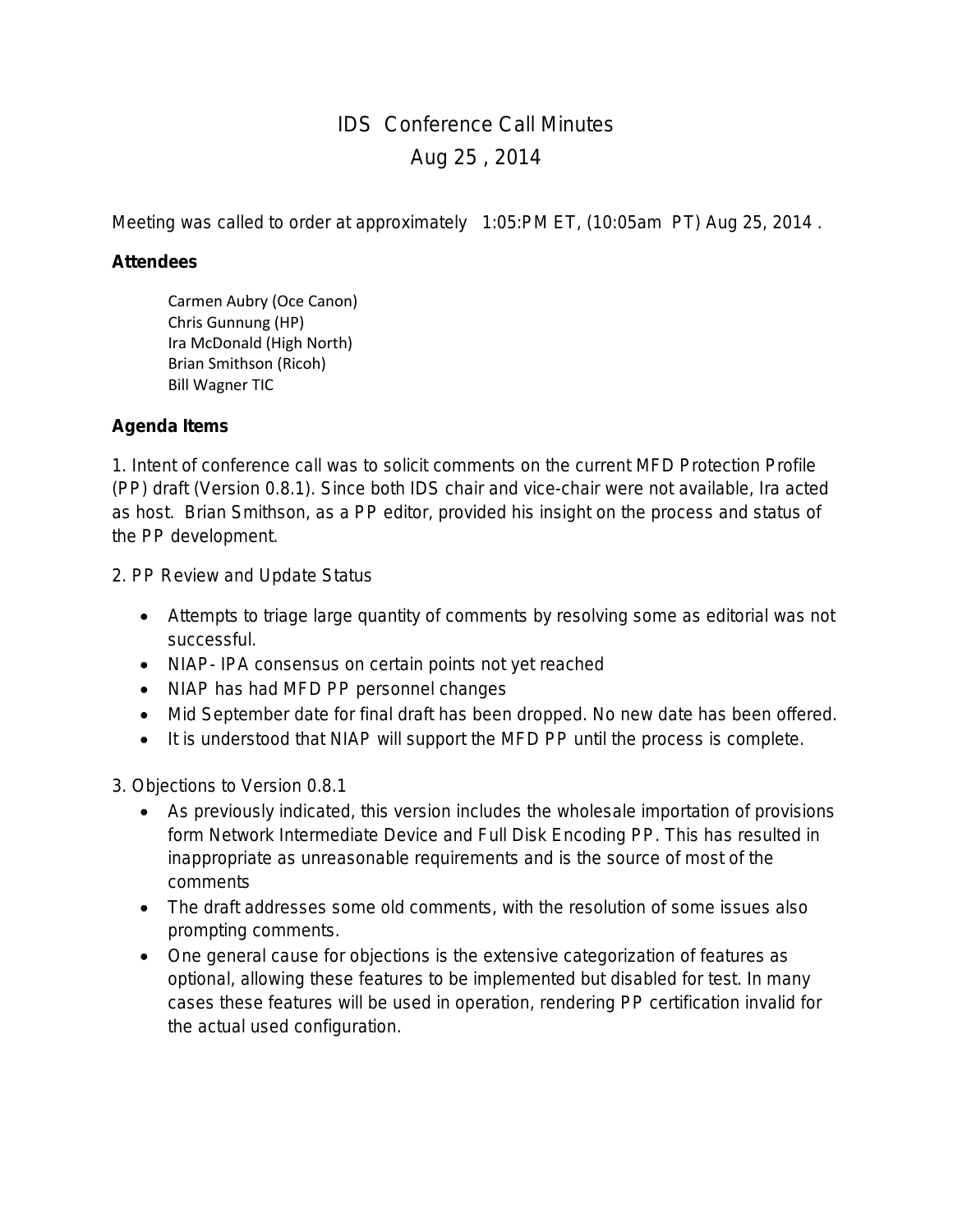# IDS Conference Call Minutes

## Aug 25 , 2014

Meeting was called to order at approximately 1:05:PM ET, (10:05am PT) Aug 25, 2014 .

**Attendees**

Carmen Aubry (Oce Canon)
Chris Gunnung (HP)
Ira McDonald (High North)
Brian Smithson (Ricoh)
Bill Wagner TIC

**Agenda Items**

1. Intent of conference call was to solicit comments on the current MFD Protection Profile (PP) draft (Version 0.8.1). Since both IDS chair and vice-chair were not available, Ira acted as host. Brian Smithson, as a PP editor, provided his insight on the process and status of the PP development.

2. PP Review and Update Status

- Attempts to triage large quantity of comments by resolving some as editorial was not successful.
- NIAP- IPA consensus on certain points not yet reached
- NIAP has had MFD PP personnel changes
- Mid September date for final draft has been dropped. No new date has been offered.
- It is understood that NIAP will support the MFD PP until the process is complete.

3. Objections to Version 0.8.1

- As previously indicated, this version includes the wholesale importation of provisions form Network Intermediate Device and Full Disk Encoding PP. This has resulted in inappropriate as unreasonable requirements and is the source of most of the comments
- The draft addresses some old comments, with the resolution of some issues also prompting comments.
- One general cause for objections is the extensive categorization of features as optional, allowing these features to be implemented but disabled for test. In many cases these features will be used in operation, rendering PP certification invalid for the actual used configuration.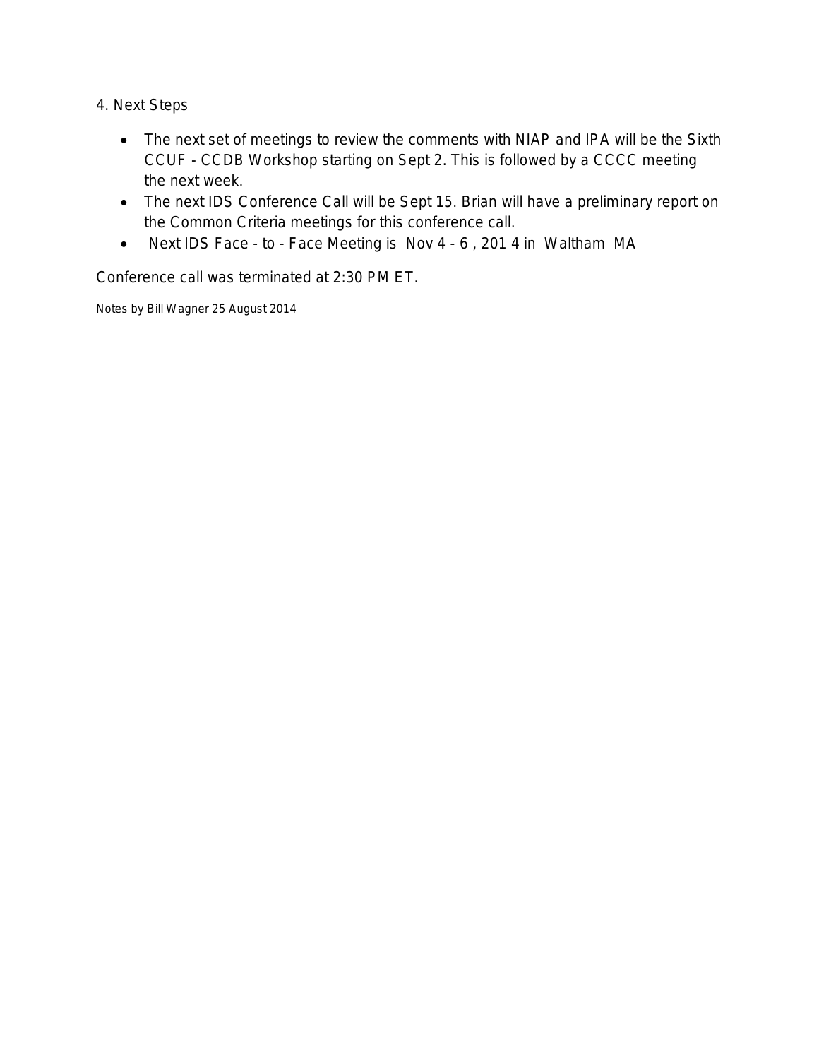4. Next Steps

- The next set of meetings to review the comments with NIAP and IPA will be the Sixth CCUF - CCDB Workshop starting on Sept 2. This is followed by a CCCC meeting the next week.
- The next IDS Conference Call will be Sept 15. Brian will have a preliminary report on the Common Criteria meetings for this conference call.
- Next IDS Face - to - Face Meeting is Nov 4 - 6 , 201 4 in Waltham MA

Conference call was terminated at 2:30 PM ET.

Notes by Bill Wagner 25 August 2014